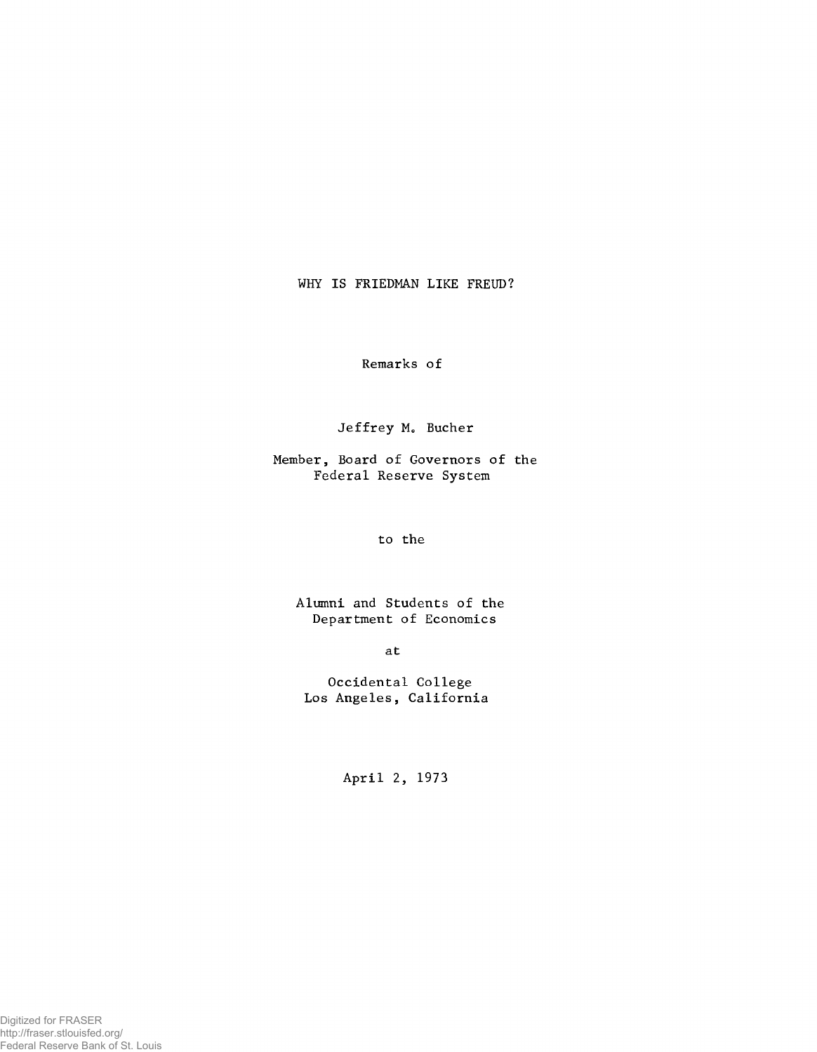# WHY IS FRIEDMAN LIKE FREUD?

Remarks of

Jeffrey M. Bucher

Member, Board of Governors of the Federal Reserve System

to the

Alumni and Students of the Department of Economics

at

Occidental College
Los Angeles, California

April 2, 1973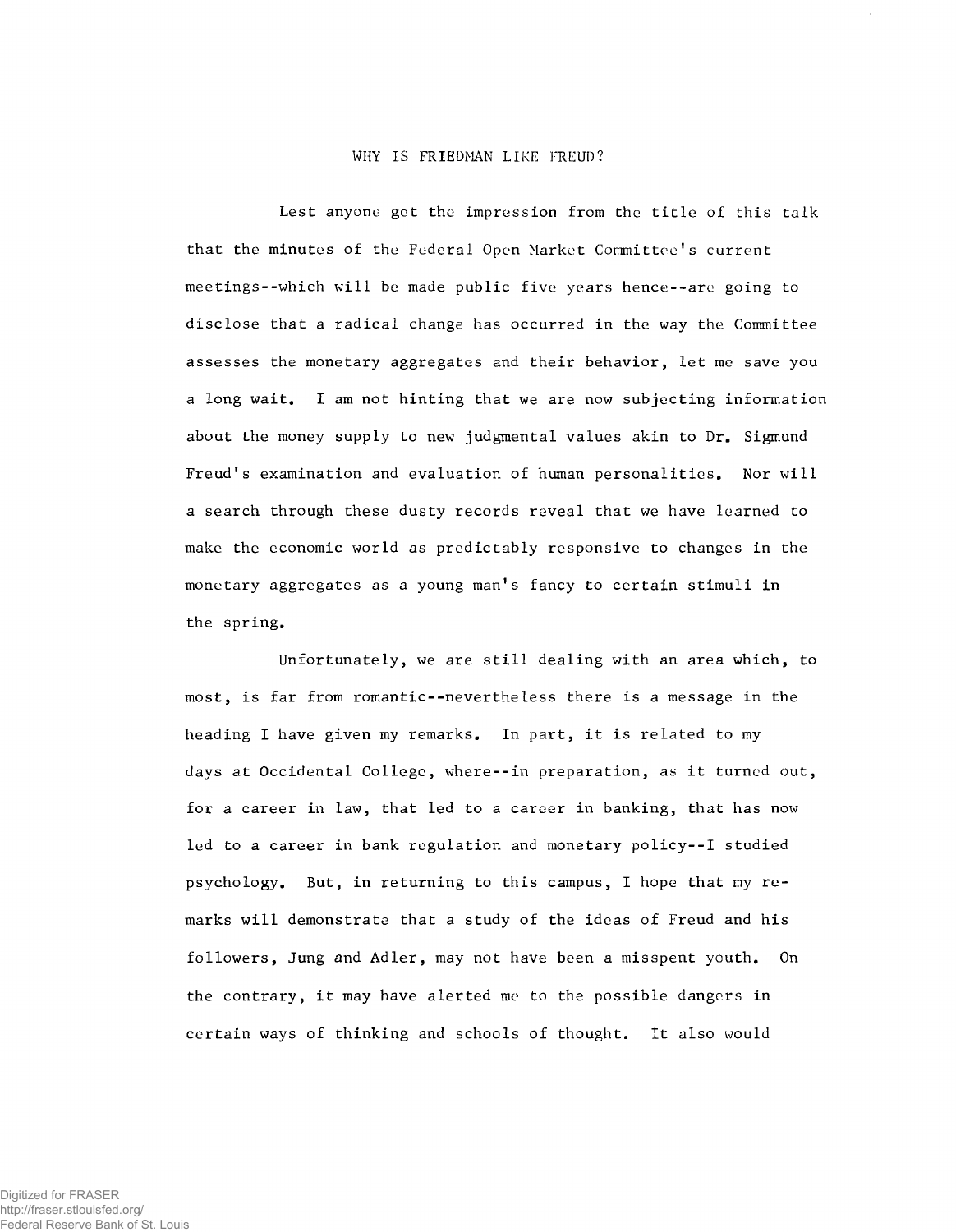# WHY IS FRIEDMAN LIKE FREUD?

Lest anyone get the impression from the title of this talk that the minutes of the Federal Open Market Committee's current meetings--which will be made public five years hence--are going to disclose that a radical change has occurred in the way the Committee assesses the monetary aggregates and their behavior, let me save you a long wait. I am not hinting that we are now subjecting information about the money supply to new judgmental values akin to Dr. Sigmund Freud's examination and evaluation of human personalities. Nor will a search through these dusty records reveal that we have learned to make the economic world as predictably responsive to changes in the monetary aggregates as a young man's fancy to certain stimuli in the spring.

Unfortunately, we are still dealing with an area which, to most, is far from romantic--nevertheless there is a message in the heading I have given my remarks. In part, it is related to my days at Occidental College, where--in preparation, as it turned out, for a career in law, that led to a career in banking, that has now led to a career in bank regulation and monetary policy--I studied psychology. But, in returning to this campus, I hope that my remarks will demonstrate that a study of the ideas of Freud and his followers, Jung and Adler, may not have been a misspent youth. On the contrary, it may have alerted me to the possible dangers in certain ways of thinking and schools of thought. It also would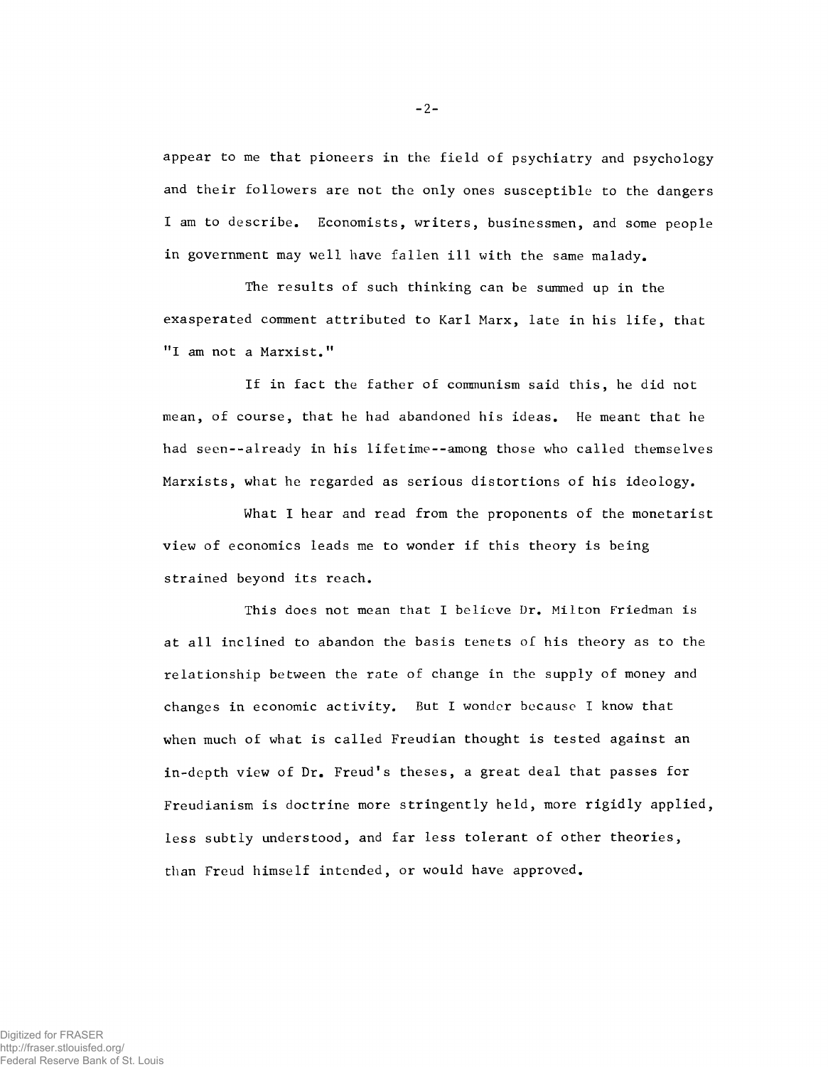appear to me that pioneers in the field of psychiatry and psychology and their followers are not the only ones susceptible to the dangers I am to describe. Economists, writers, businessmen, and some people in government may well have fallen ill with the same malady.

The results of such thinking can be summed up in the exasperated comment attributed to Karl Marx, late in his life, that "I am not a Marxist."

If in fact the father of communism said this, he did not mean, of course, that he had abandoned his ideas. He meant that he had seen--already in his lifetime--among those who called themselves Marxists, what he regarded as serious distortions of his ideology.

What I hear and read from the proponents of the monetarist view of economics leads me to wonder if this theory is being strained beyond its reach.

This does not mean that I believe Dr. Milton Friedman is at all inclined to abandon the basis tenets of his theory as to the relationship between the rate of change in the supply of money and changes in economic activity. But I wonder because I know that when much of what is called Freudian thought is tested against an in-depth view of Dr. Freud's theses, a great deal that passes for Freudianism is doctrine more stringently held, more rigidly applied, less subtly understood, and far less tolerant of other theories, than Freud himself intended, or would have approved.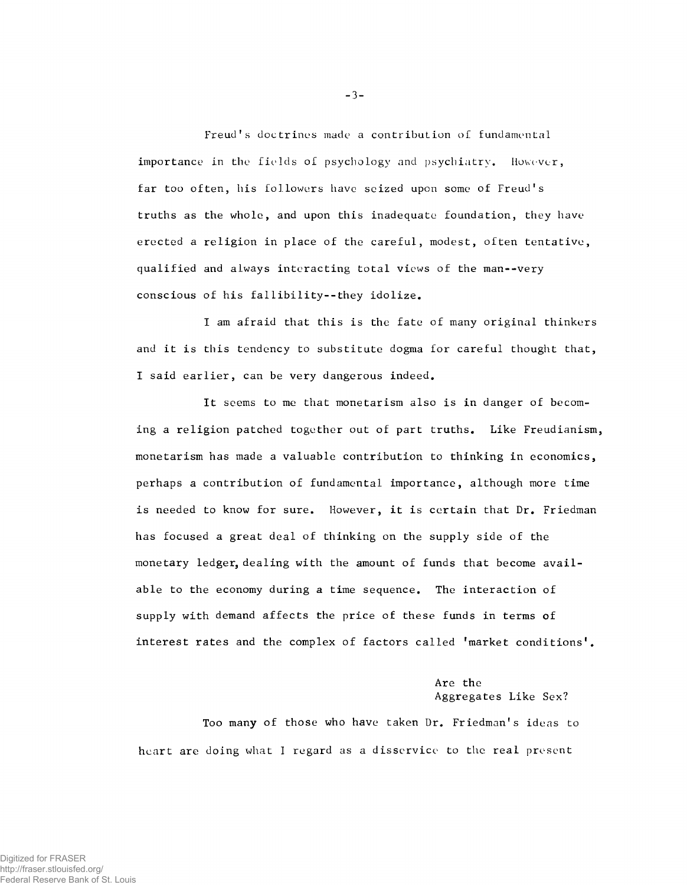Freud's doctrines made a contribution of fundamental importance in the fields of psychology and psychiatry. However, far too often, his followers have seized upon some of Freud's truths as the whole, and upon this inadequate foundation, they have erected a religion in place of the careful, modest, often tentative, qualified and always interacting total views of the man--very conscious of his fallibility--they idolize.

I am afraid that this is the fate of many original thinkers and it is this tendency to substitute dogma for careful thought that, I said earlier, can be very dangerous indeed.

It seems to me that monetarism also is in danger of becoming a religion patched together out of part truths. Like Freudianism, monetarism has made a valuable contribution to thinking in economics, perhaps a contribution of fundamental importance, although more time is needed to know for sure. However, it is certain that Dr. Friedman has focused a great deal of thinking on the supply side of the monetary ledger, dealing with the amount of funds that become available to the economy during a time sequence. The interaction of supply with demand affects the price of these funds in terms of interest rates and the complex of factors called 'market conditions'.

### Are the Aggregates Like Sex?

Too many of those who have taken Dr. Friedman's ideas to heart are doing what I regard as a disservice to the real present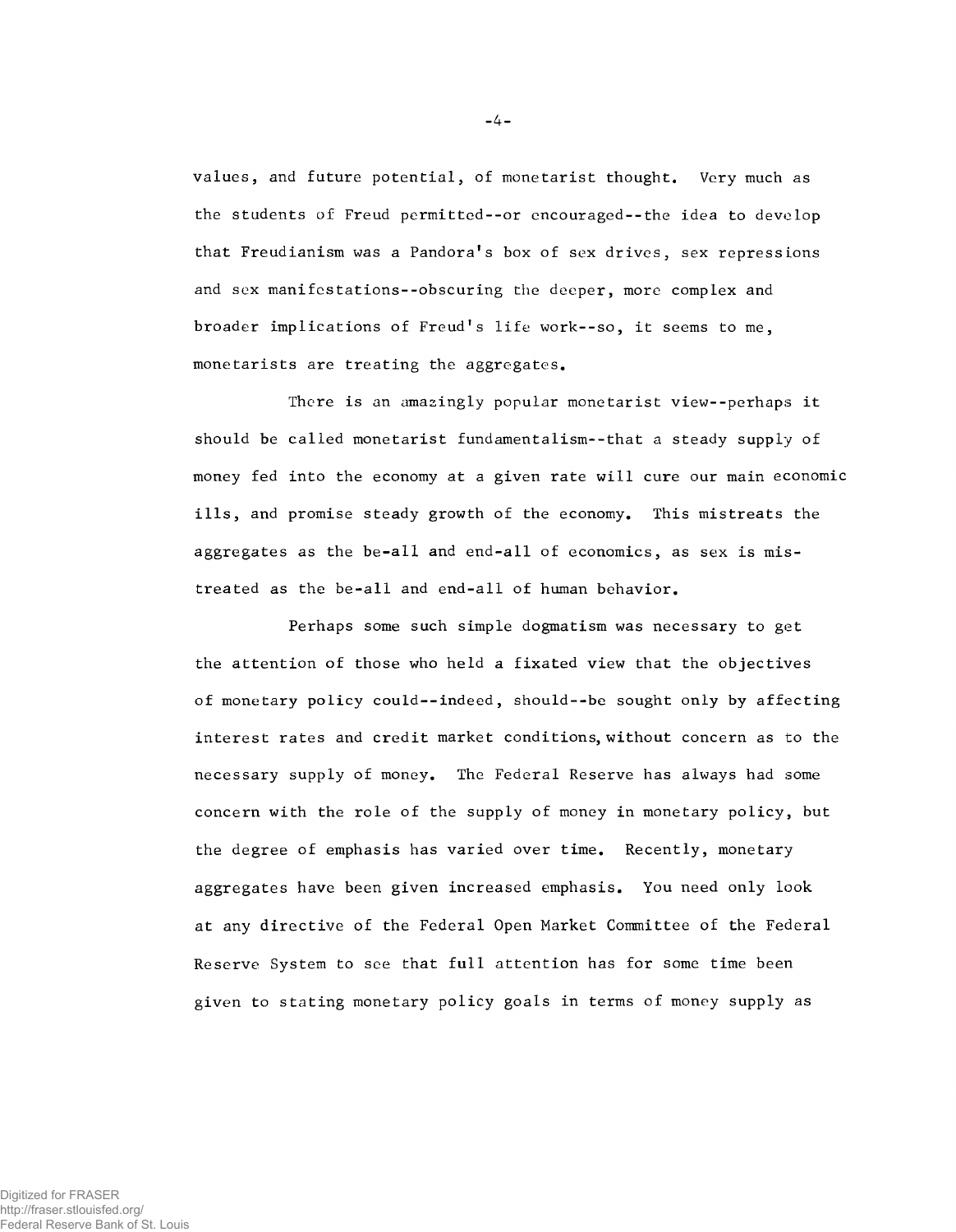values, and future potential, of monetarist thought. Very much as the students of Freud permitted--or encouraged--the idea to develop that Freudianism was a Pandora's box of sex drives, sex repressions and sex manifestations--obscuring the deeper, more complex and broader implications of Freud's life work--so, it seems to me, monetarists are treating the aggregates.

There is an amazingly popular monetarist view--perhaps it should be called monetarist fundamentalism--that a steady supply of money fed into the economy at a given rate will cure our main economic ills, and promise steady growth of the economy. This mistreats the aggregates as the be-all and end-all of economics, as sex is mistreated as the be-all and end-all of human behavior.

Perhaps some such simple dogmatism was necessary to get the attention of those who held a fixated view that the objectives of monetary policy could--indeed, should--be sought only by affecting interest rates and credit market conditions, without concern as to the necessary supply of money. The Federal Reserve has always had some concern with the role of the supply of money in monetary policy, but the degree of emphasis has varied over time. Recently, monetary aggregates have been given increased emphasis. You need only look at any directive of the Federal Open Market Committee of the Federal Reserve System to see that full attention has for some time been given to stating monetary policy goals in terms of money supply as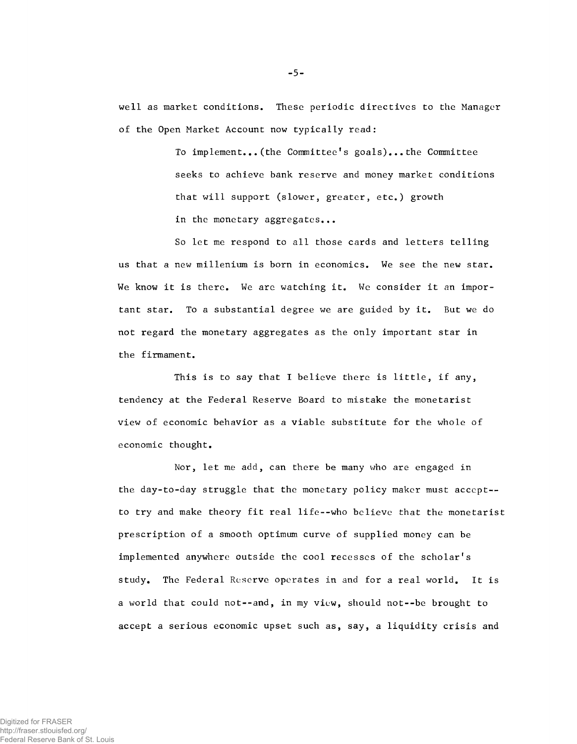well as market conditions. These periodic directives to the Manager of the Open Market Account now typically read:

> To implement...(the Committee's goals)...the Committee seeks to achieve bank reserve and money market conditions that will support (slower, greater, etc.) growth in the monetary aggregates...

So let me respond to all those cards and letters telling us that a new millenium is born in economics. We see the new star. We know it is there. We are watching it. We consider it an important star. To a substantial degree we are guided by it. But we do not regard the monetary aggregates as the only important star in the firmament.

This is to say that I believe there is little, if any, tendency at the Federal Reserve Board to mistake the monetarist view of economic behavior as a viable substitute for the whole of economic thought.

Nor, let me add, can there be many who are engaged in the day-to-day struggle that the monetary policy maker must accept--to try and make theory fit real life--who believe that the monetarist prescription of a smooth optimum curve of supplied money can be implemented anywhere outside the cool recesses of the scholar's study. The Federal Reserve operates in and for a real world. It is a world that could not--and, in my view, should not--be brought to accept a serious economic upset such as, say, a liquidity crisis and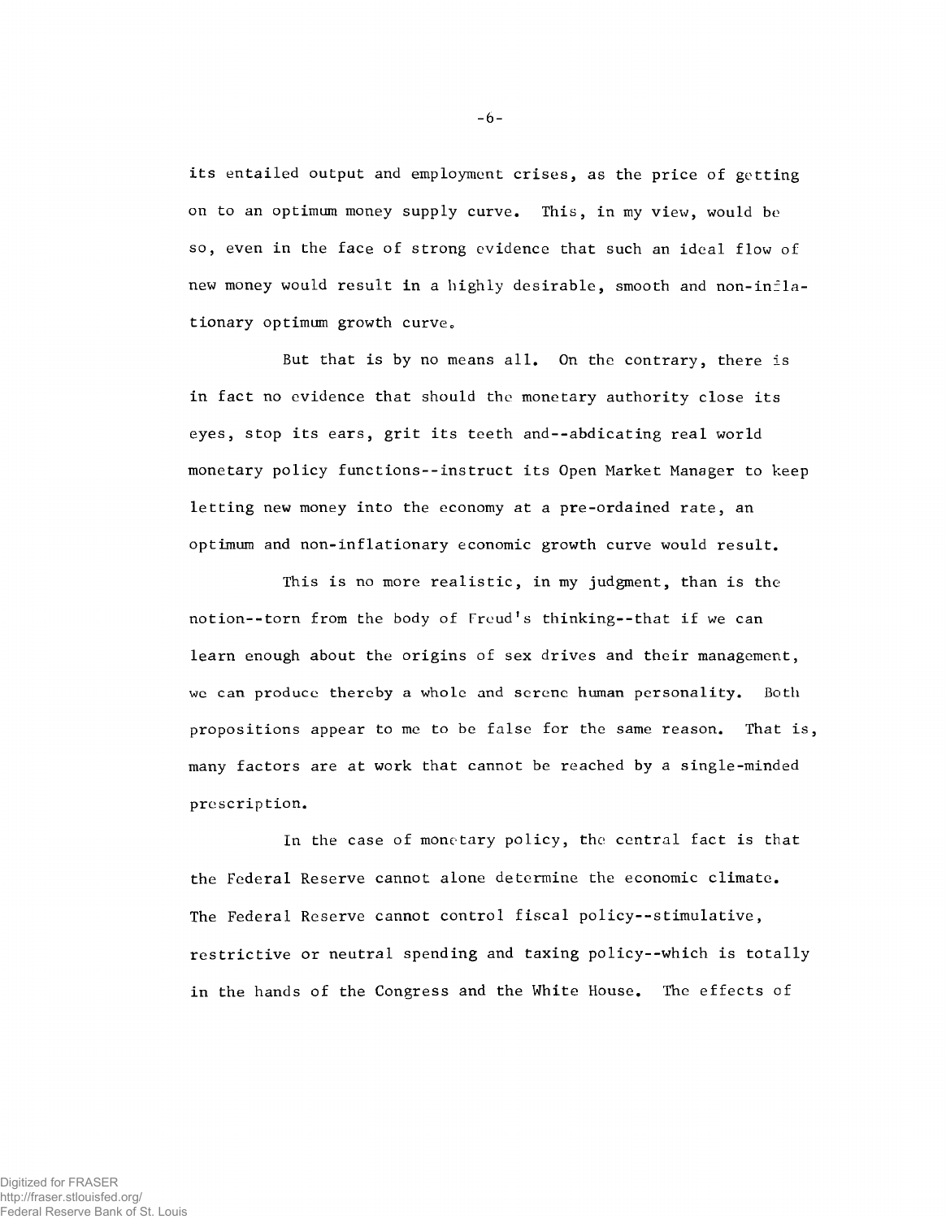its entailed output and employment crises, as the price of getting on to an optimum money supply curve. This, in my view, would be so, even in the face of strong evidence that such an ideal flow of new money would result in a highly desirable, smooth and non-inflationary optimum growth curve.

But that is by no means all. On the contrary, there is in fact no evidence that should the monetary authority close its eyes, stop its ears, grit its teeth and--abdicating real world monetary policy functions--instruct its Open Market Manager to keep letting new money into the economy at a pre-ordained rate, an optimum and non-inflationary economic growth curve would result.

This is no more realistic, in my judgment, than is the notion--torn from the body of Freud's thinking--that if we can learn enough about the origins of sex drives and their management, we can produce thereby a whole and serene human personality. Both propositions appear to me to be false for the same reason. That is, many factors are at work that cannot be reached by a single-minded prescription.

In the case of monetary policy, the central fact is that the Federal Reserve cannot alone determine the economic climate. The Federal Reserve cannot control fiscal policy--stimulative, restrictive or neutral spending and taxing policy--which is totally in the hands of the Congress and the White House. The effects of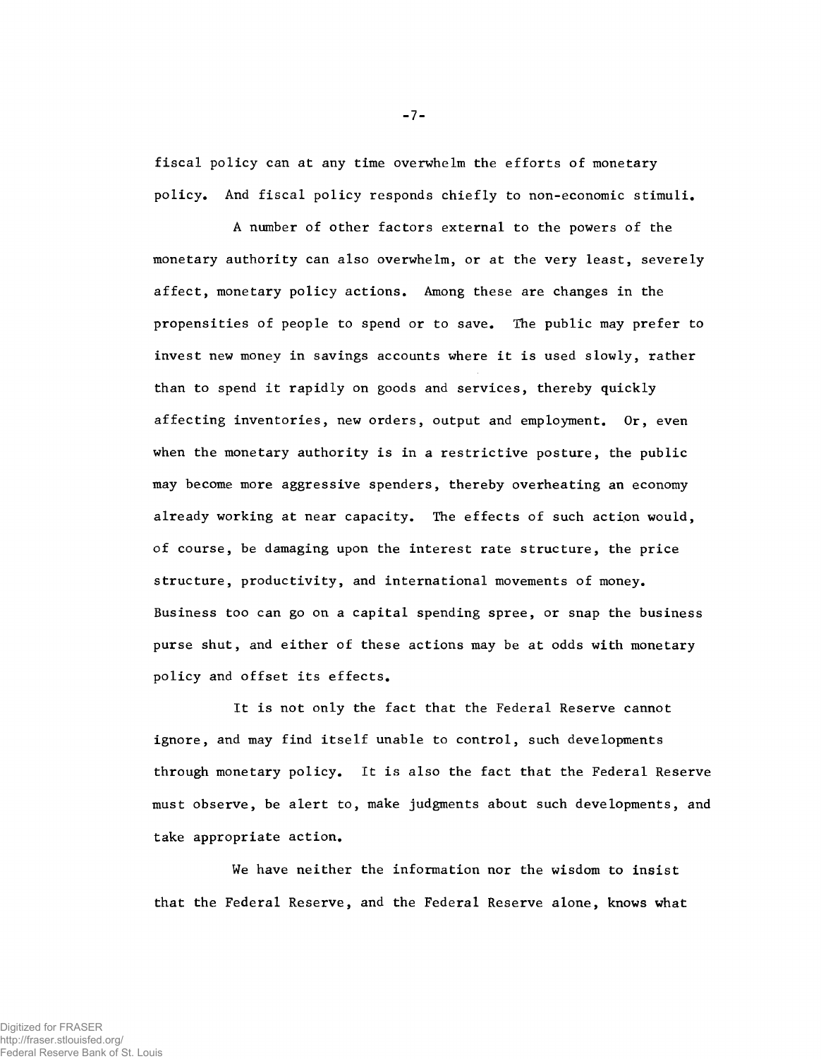fiscal policy can at any time overwhelm the efforts of monetary policy. And fiscal policy responds chiefly to non-economic stimuli.

A number of other factors external to the powers of the monetary authority can also overwhelm, or at the very least, severely affect, monetary policy actions. Among these are changes in the propensities of people to spend or to save. The public may prefer to invest new money in savings accounts where it is used slowly, rather than to spend it rapidly on goods and services, thereby quickly affecting inventories, new orders, output and employment. Or, even when the monetary authority is in a restrictive posture, the public may become more aggressive spenders, thereby overheating an economy already working at near capacity. The effects of such action would, of course, be damaging upon the interest rate structure, the price structure, productivity, and international movements of money. Business too can go on a capital spending spree, or snap the business purse shut, and either of these actions may be at odds with monetary policy and offset its effects.

It is not only the fact that the Federal Reserve cannot ignore, and may find itself unable to control, such developments through monetary policy. It is also the fact that the Federal Reserve must observe, be alert to, make judgments about such developments, and take appropriate action.

We have neither the information nor the wisdom to insist that the Federal Reserve, and the Federal Reserve alone, knows what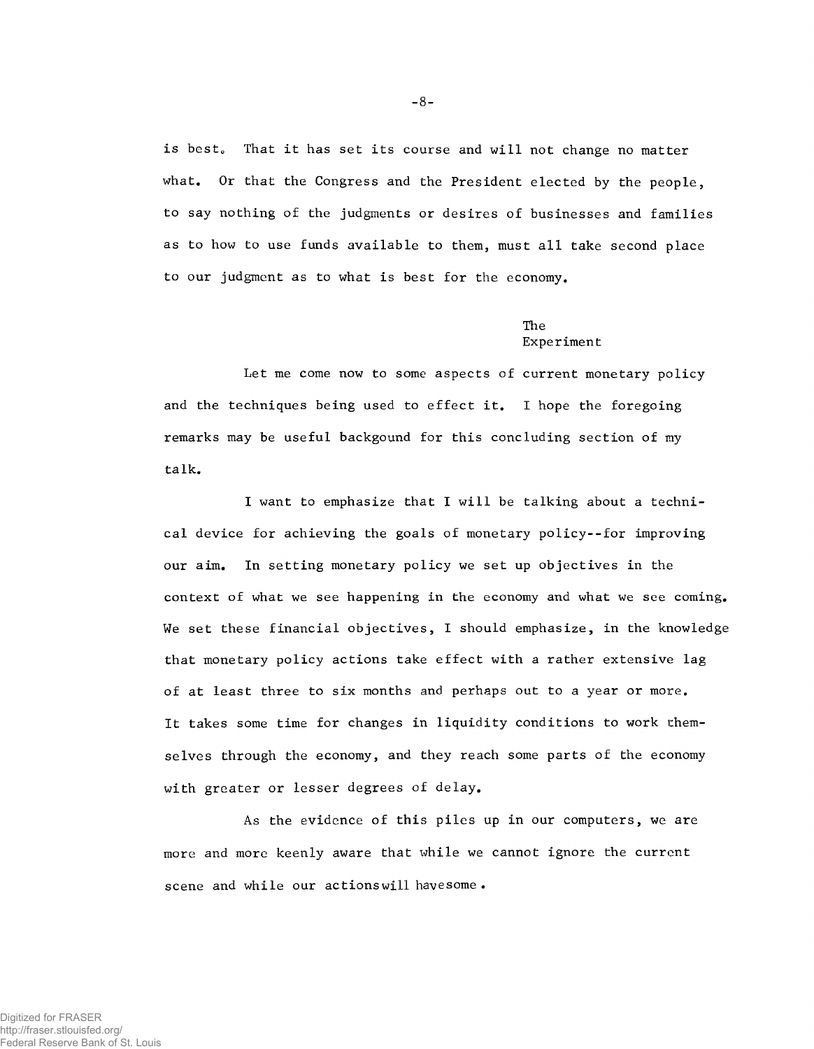is best. That it has set its course and will not change no matter what. Or that the Congress and the President elected by the people, to say nothing of the judgments or desires of businesses and families as to how to use funds available to them, must all take second place to our judgment as to what is best for the economy.

## The Experiment

Let me come now to some aspects of current monetary policy and the techniques being used to effect it. I hope the foregoing remarks may be useful backgound for this concluding section of my talk.

I want to emphasize that I will be talking about a technical device for achieving the goals of monetary policy--for improving our aim. In setting monetary policy we set up objectives in the context of what we see happening in the economy and what we see coming. We set these financial objectives, I should emphasize, in the knowledge that monetary policy actions take effect with a rather extensive lag of at least three to six months and perhaps out to a year or more. It takes some time for changes in liquidity conditions to work themselves through the economy, and they reach some parts of the economy with greater or lesser degrees of delay.

As the evidence of this piles up in our computers, we are more and more keenly aware that while we cannot ignore the current scene and while our actionswill havesome.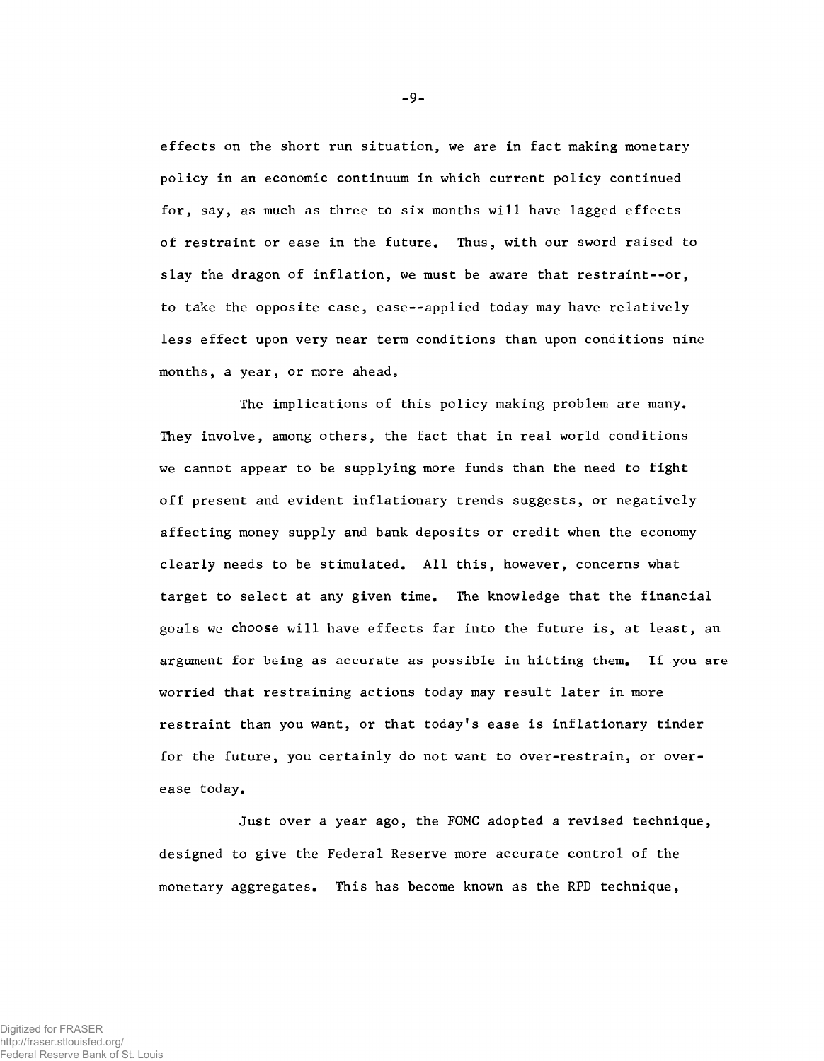effects on the short run situation, we are in fact making monetary policy in an economic continuum in which current policy continued for, say, as much as three to six months will have lagged effects of restraint or ease in the future. Thus, with our sword raised to slay the dragon of inflation, we must be aware that restraint--or, to take the opposite case, ease--applied today may have relatively less effect upon very near term conditions than upon conditions nine months, a year, or more ahead.

The implications of this policy making problem are many. They involve, among others, the fact that in real world conditions we cannot appear to be supplying more funds than the need to fight off present and evident inflationary trends suggests, or negatively affecting money supply and bank deposits or credit when the economy clearly needs to be stimulated. All this, however, concerns what target to select at any given time. The knowledge that the financial goals we choose will have effects far into the future is, at least, an argument for being as accurate as possible in hitting them. If you are worried that restraining actions today may result later in more restraint than you want, or that today's ease is inflationary tinder for the future, you certainly do not want to over-restrain, or over-ease today.

Just over a year ago, the FOMC adopted a revised technique, designed to give the Federal Reserve more accurate control of the monetary aggregates. This has become known as the RPD technique,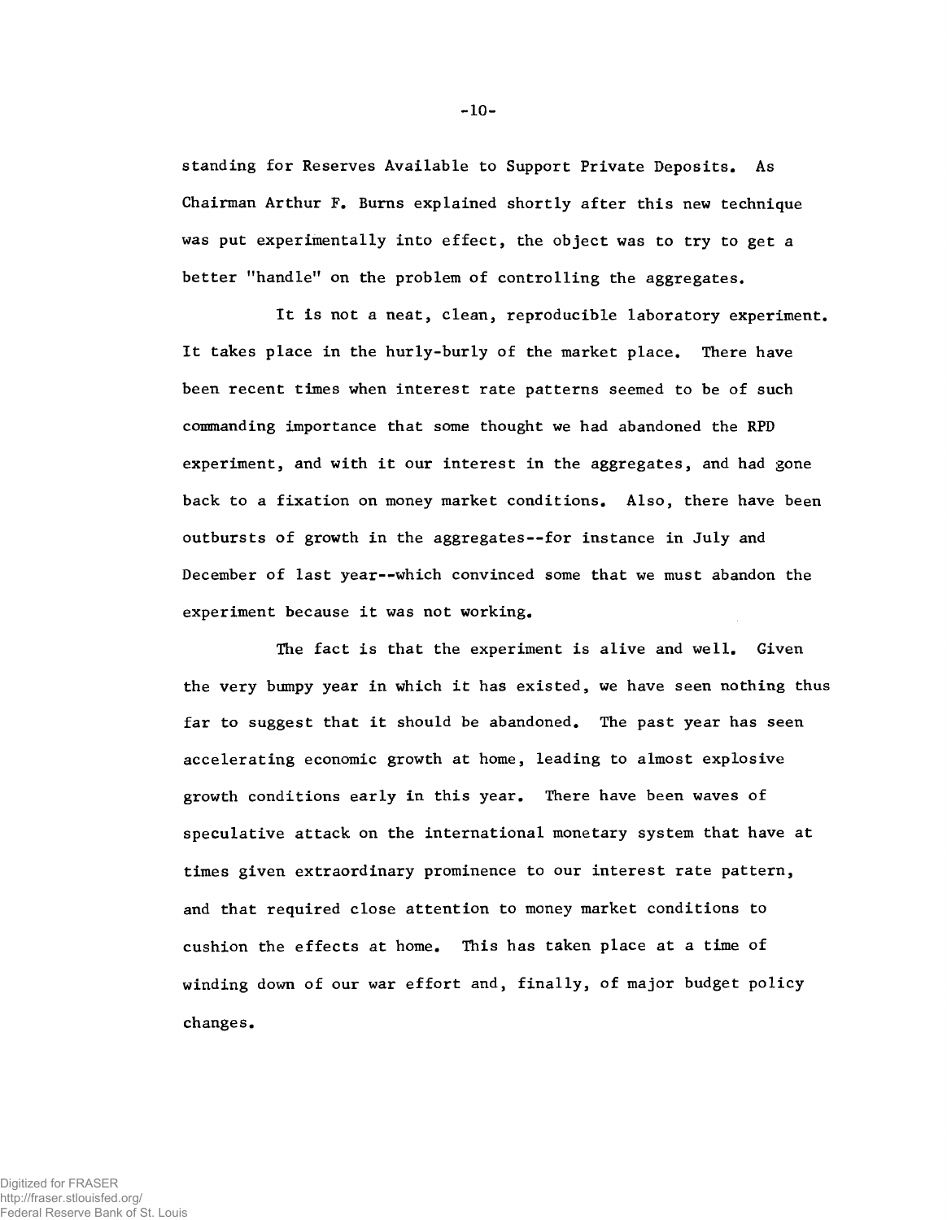standing for Reserves Available to Support Private Deposits. As Chairman Arthur F. Burns explained shortly after this new technique was put experimentally into effect, the object was to try to get a better "handle" on the problem of controlling the aggregates.

It is not a neat, clean, reproducible laboratory experiment. It takes place in the hurly-burly of the market place. There have been recent times when interest rate patterns seemed to be of such commanding importance that some thought we had abandoned the RPD experiment, and with it our interest in the aggregates, and had gone back to a fixation on money market conditions. Also, there have been outbursts of growth in the aggregates--for instance in July and December of last year--which convinced some that we must abandon the experiment because it was not working.

The fact is that the experiment is alive and well. Given the very bumpy year in which it has existed, we have seen nothing thus far to suggest that it should be abandoned. The past year has seen accelerating economic growth at home, leading to almost explosive growth conditions early in this year. There have been waves of speculative attack on the international monetary system that have at times given extraordinary prominence to our interest rate pattern, and that required close attention to money market conditions to cushion the effects at home. This has taken place at a time of winding down of our war effort and, finally, of major budget policy changes.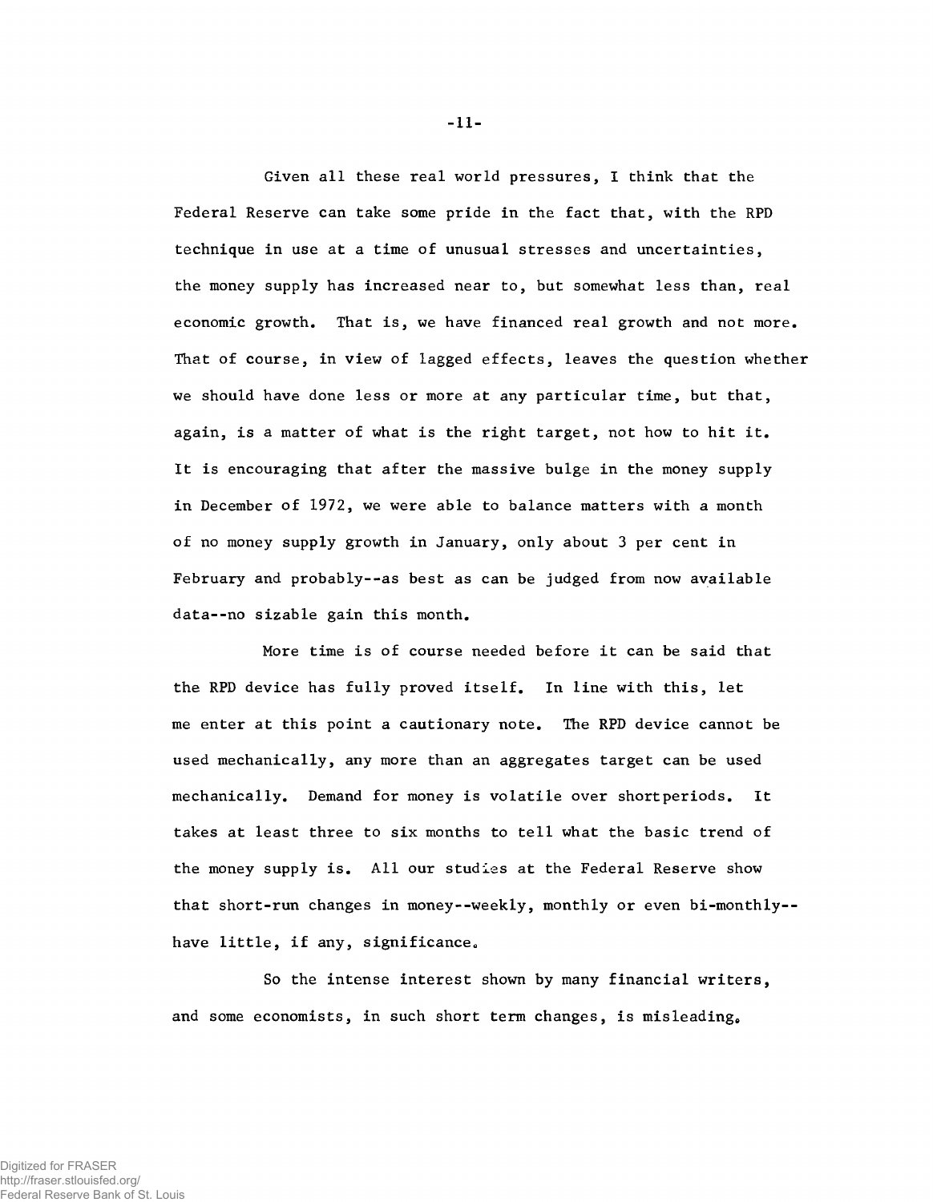Given all these real world pressures, I think that the Federal Reserve can take some pride in the fact that, with the RPD technique in use at a time of unusual stresses and uncertainties, the money supply has increased near to, but somewhat less than, real economic growth. That is, we have financed real growth and not more. That of course, in view of lagged effects, leaves the question whether we should have done less or more at any particular time, but that, again, is a matter of what is the right target, not how to hit it. It is encouraging that after the massive bulge in the money supply in December of 1972, we were able to balance matters with a month of no money supply growth in January, only about 3 per cent in February and probably--as best as can be judged from now available data--no sizable gain this month.

More time is of course needed before it can be said that the RPD device has fully proved itself. In line with this, let me enter at this point a cautionary note. The RPD device cannot be used mechanically, any more than an aggregates target can be used mechanically. Demand for money is volatile over short periods. It takes at least three to six months to tell what the basic trend of the money supply is. All our studies at the Federal Reserve show that short-run changes in money--weekly, monthly or even bi-monthly--have little, if any, significance.

So the intense interest shown by many financial writers, and some economists, in such short term changes, is misleading.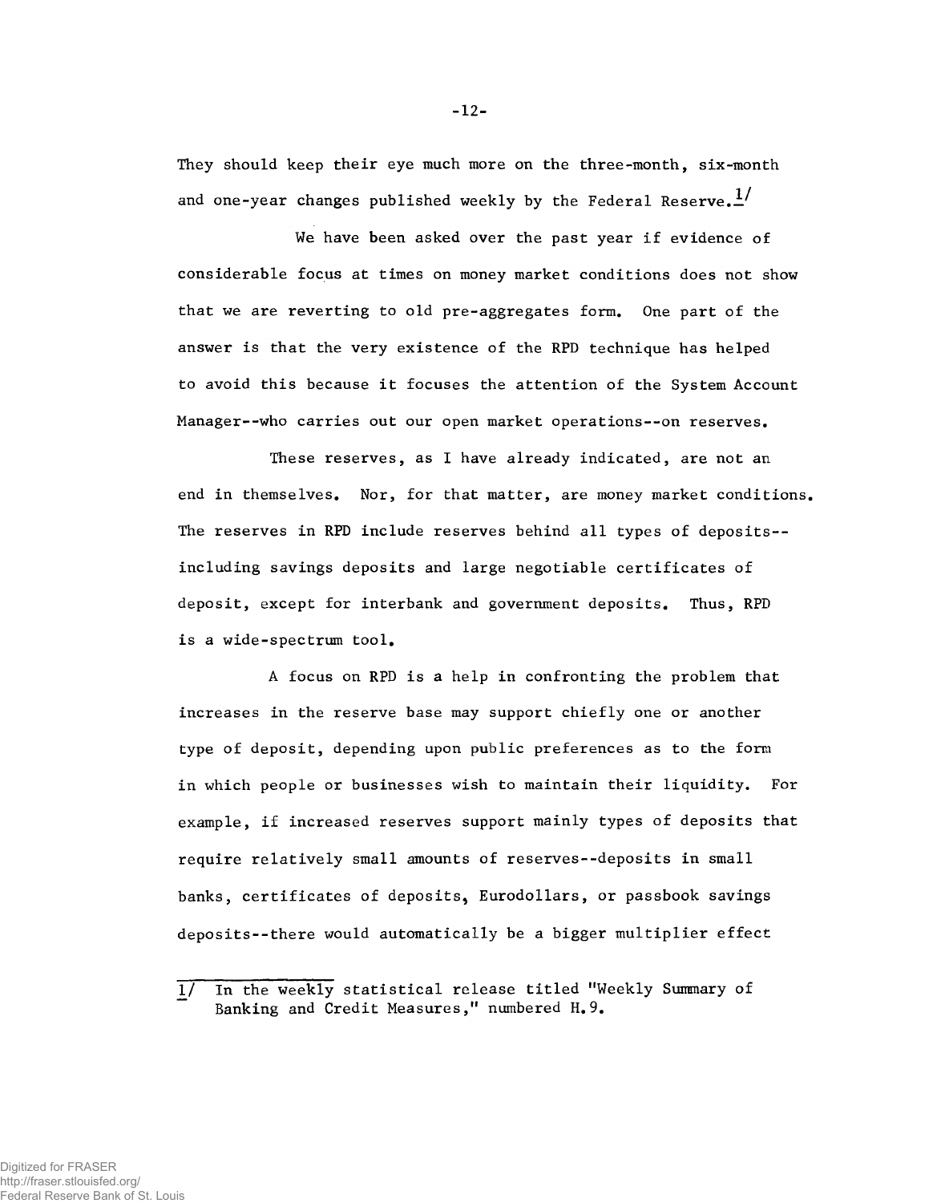They should keep their eye much more on the three-month, six-month and one-year changes published weekly by the Federal Reserve.[1]

We have been asked over the past year if evidence of considerable focus at times on money market conditions does not show that we are reverting to old pre-aggregates form. One part of the answer is that the very existence of the RPD technique has helped to avoid this because it focuses the attention of the System Account Manager--who carries out our open market operations--on reserves.

These reserves, as I have already indicated, are not an end in themselves. Nor, for that matter, are money market conditions. The reserves in RPD include reserves behind all types of deposits--including savings deposits and large negotiable certificates of deposit, except for interbank and government deposits. Thus, RPD is a wide-spectrum tool.

A focus on RPD is a help in confronting the problem that increases in the reserve base may support chiefly one or another type of deposit, depending upon public preferences as to the form in which people or businesses wish to maintain their liquidity. For example, if increased reserves support mainly types of deposits that require relatively small amounts of reserves--deposits in small banks, certificates of deposits, Eurodollars, or passbook savings deposits--there would automatically be a bigger multiplier effect

---

1/ In the weekly statistical release titled "Weekly Summary of Banking and Credit Measures," numbered H.9.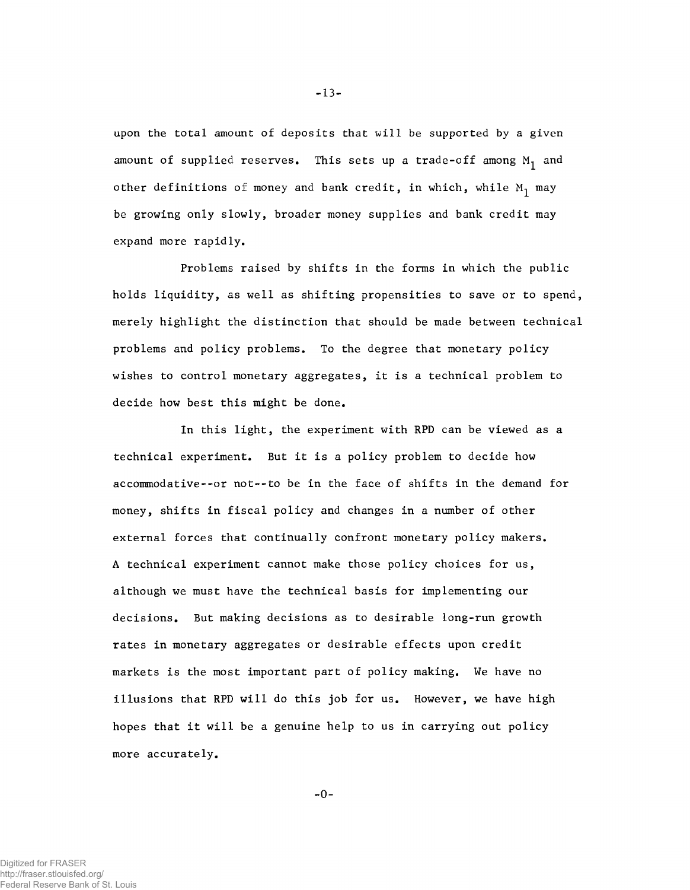upon the total amount of deposits that will be supported by a given amount of supplied reserves. This sets up a trade-off among $M_1$ and other definitions of money and bank credit, in which, while $M_1$ may be growing only slowly, broader money supplies and bank credit may expand more rapidly.

Problems raised by shifts in the forms in which the public holds liquidity, as well as shifting propensities to save or to spend, merely highlight the distinction that should be made between technical problems and policy problems. To the degree that monetary policy wishes to control monetary aggregates, it is a technical problem to decide how best this might be done.

In this light, the experiment with RPD can be viewed as a technical experiment. But it is a policy problem to decide how accommodative--or not--to be in the face of shifts in the demand for money, shifts in fiscal policy and changes in a number of other external forces that continually confront monetary policy makers. A technical experiment cannot make those policy choices for us, although we must have the technical basis for implementing our decisions. But making decisions as to desirable long-run growth rates in monetary aggregates or desirable effects upon credit markets is the most important part of policy making. We have no illusions that RPD will do this job for us. However, we have high hopes that it will be a genuine help to us in carrying out policy more accurately.

-0-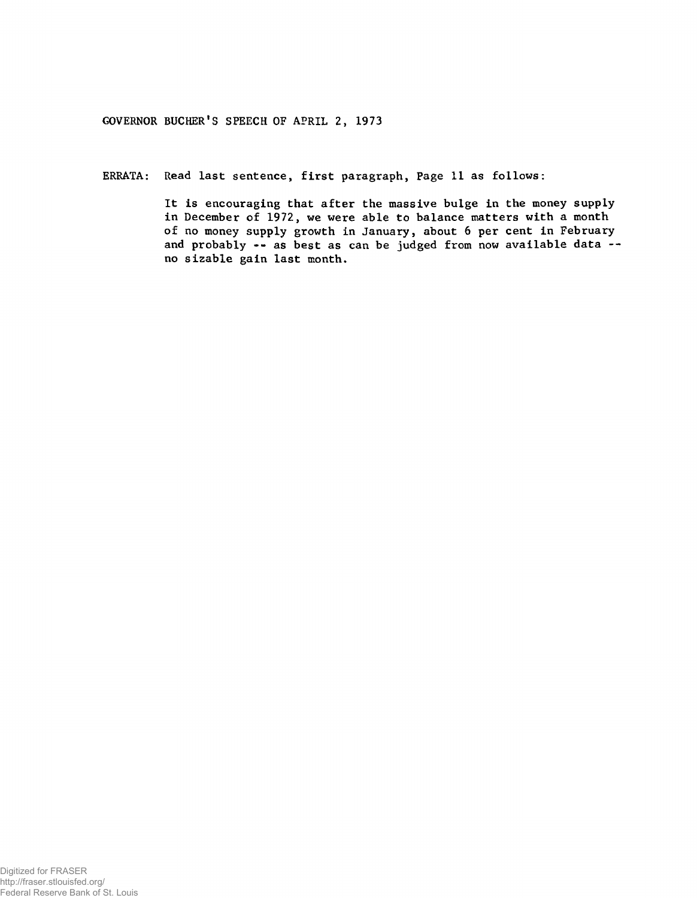GOVERNOR BUCHER'S SPEECH OF APRIL 2, 1973

ERRATA: Read last sentence, first paragraph, Page 11 as follows:

It is encouraging that after the massive bulge in the money supply in December of 1972, we were able to balance matters with a month of no money supply growth in January, about 6 per cent in February and probably -- as best as can be judged from now available data -- no sizable gain last month.